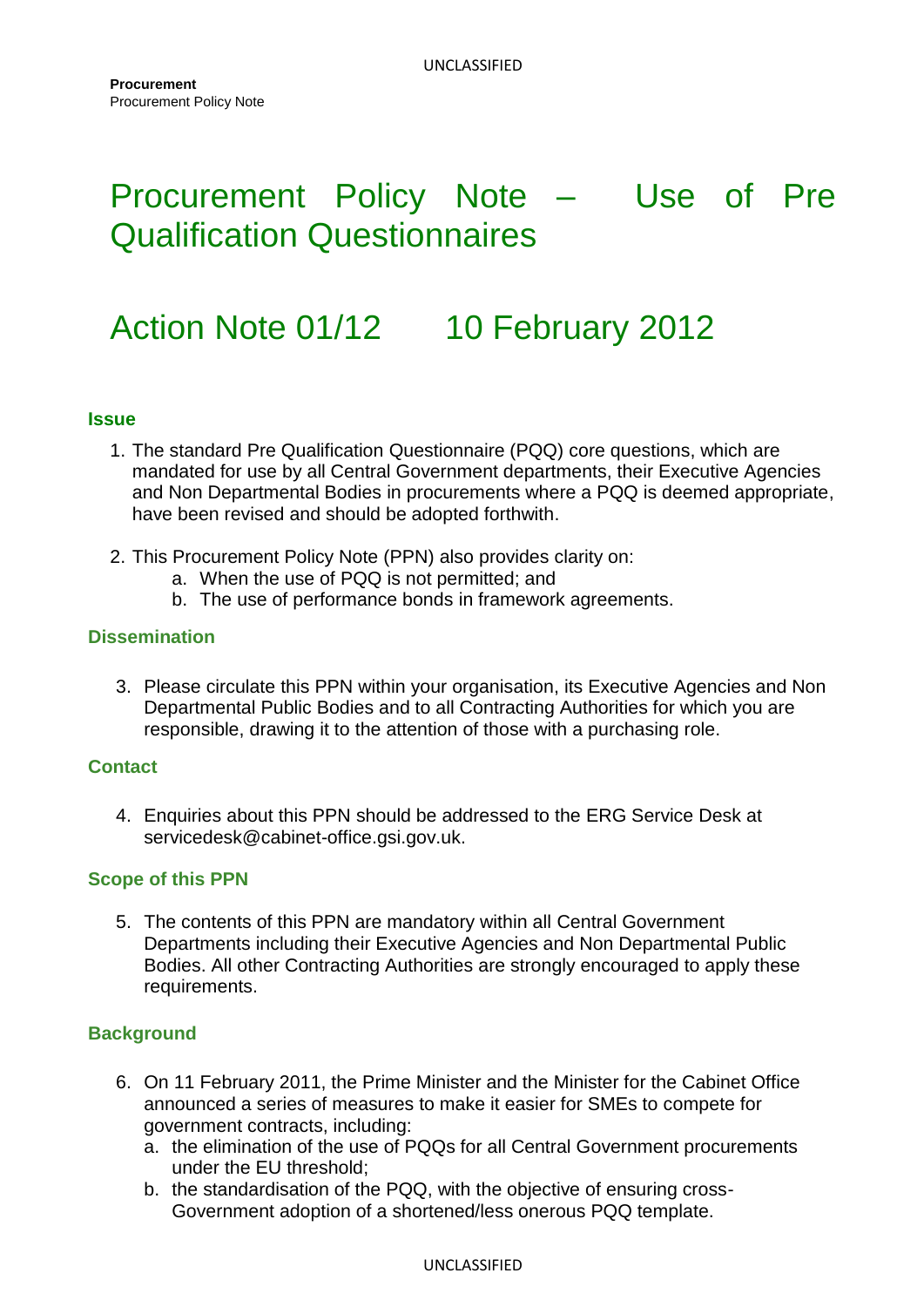**Procurement**
Procurement Policy Note

# Procurement Policy Note – Use of Pre Qualification Questionnaires

# Action Note 01/12 10 February 2012

### Issue

1. The standard Pre Qualification Questionnaire (PQQ) core questions, which are mandated for use by all Central Government departments, their Executive Agencies and Non Departmental Bodies in procurements where a PQQ is deemed appropriate, have been revised and should be adopted forthwith.

2. This Procurement Policy Note (PPN) also provides clarity on:
   a. When the use of PQQ is not permitted; and
   b. The use of performance bonds in framework agreements.

### Dissemination

3. Please circulate this PPN within your organisation, its Executive Agencies and Non Departmental Public Bodies and to all Contracting Authorities for which you are responsible, drawing it to the attention of those with a purchasing role.

### Contact

4. Enquiries about this PPN should be addressed to the ERG Service Desk at servicedesk@cabinet-office.gsi.gov.uk.

### Scope of this PPN

5. The contents of this PPN are mandatory within all Central Government Departments including their Executive Agencies and Non Departmental Public Bodies. All other Contracting Authorities are strongly encouraged to apply these requirements.

### Background

6. On 11 February 2011, the Prime Minister and the Minister for the Cabinet Office announced a series of measures to make it easier for SMEs to compete for government contracts, including:
   a. the elimination of the use of PQQs for all Central Government procurements under the EU threshold;
   b. the standardisation of the PQQ, with the objective of ensuring cross-Government adoption of a shortened/less onerous PQQ template.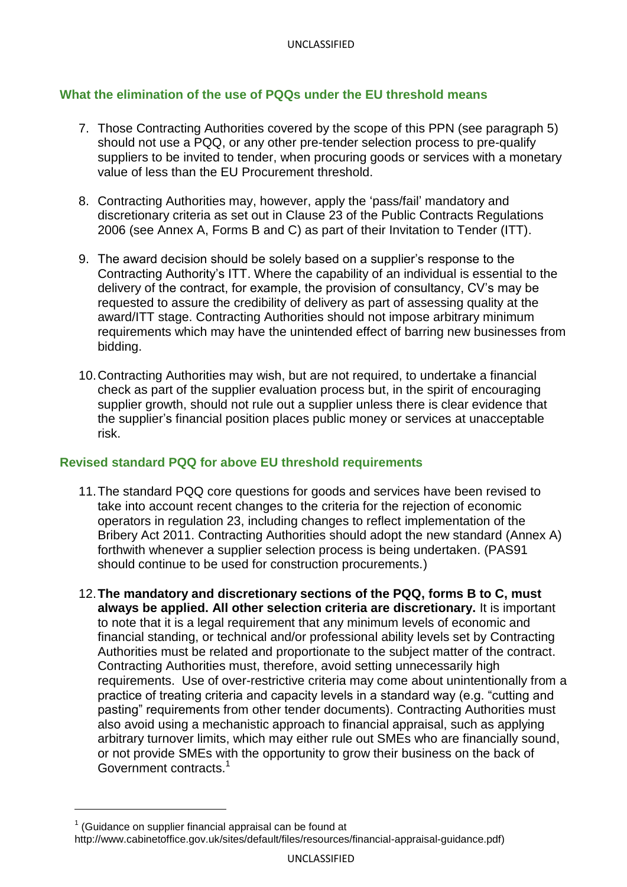## What the elimination of the use of PQQs under the EU threshold means

7. Those Contracting Authorities covered by the scope of this PPN (see paragraph 5) should not use a PQQ, or any other pre-tender selection process to pre-qualify suppliers to be invited to tender, when procuring goods or services with a monetary value of less than the EU Procurement threshold.

8. Contracting Authorities may, however, apply the 'pass/fail' mandatory and discretionary criteria as set out in Clause 23 of the Public Contracts Regulations 2006 (see Annex A, Forms B and C) as part of their Invitation to Tender (ITT).

9. The award decision should be solely based on a supplier's response to the Contracting Authority's ITT. Where the capability of an individual is essential to the delivery of the contract, for example, the provision of consultancy, CV's may be requested to assure the credibility of delivery as part of assessing quality at the award/ITT stage. Contracting Authorities should not impose arbitrary minimum requirements which may have the unintended effect of barring new businesses from bidding.

10. Contracting Authorities may wish, but are not required, to undertake a financial check as part of the supplier evaluation process but, in the spirit of encouraging supplier growth, should not rule out a supplier unless there is clear evidence that the supplier's financial position places public money or services at unacceptable risk.

## Revised standard PQQ for above EU threshold requirements

11. The standard PQQ core questions for goods and services have been revised to take into account recent changes to the criteria for the rejection of economic operators in regulation 23, including changes to reflect implementation of the Bribery Act 2011. Contracting Authorities should adopt the new standard (Annex A) forthwith whenever a supplier selection process is being undertaken. (PAS91 should continue to be used for construction procurements.)

12. **The mandatory and discretionary sections of the PQQ, forms B to C, must always be applied. All other selection criteria are discretionary.** It is important to note that it is a legal requirement that any minimum levels of economic and financial standing, or technical and/or professional ability levels set by Contracting Authorities must be related and proportionate to the subject matter of the contract. Contracting Authorities must, therefore, avoid setting unnecessarily high requirements. Use of over-restrictive criteria may come about unintentionally from a practice of treating criteria and capacity levels in a standard way (e.g. "cutting and pasting" requirements from other tender documents). Contracting Authorities must also avoid using a mechanistic approach to financial appraisal, such as applying arbitrary turnover limits, which may either rule out SMEs who are financially sound, or not provide SMEs with the opportunity to grow their business on the back of Government contracts.[1]

---

[1] (Guidance on supplier financial appraisal can be found at http://www.cabinetoffice.gov.uk/sites/default/files/resources/financial-appraisal-guidance.pdf)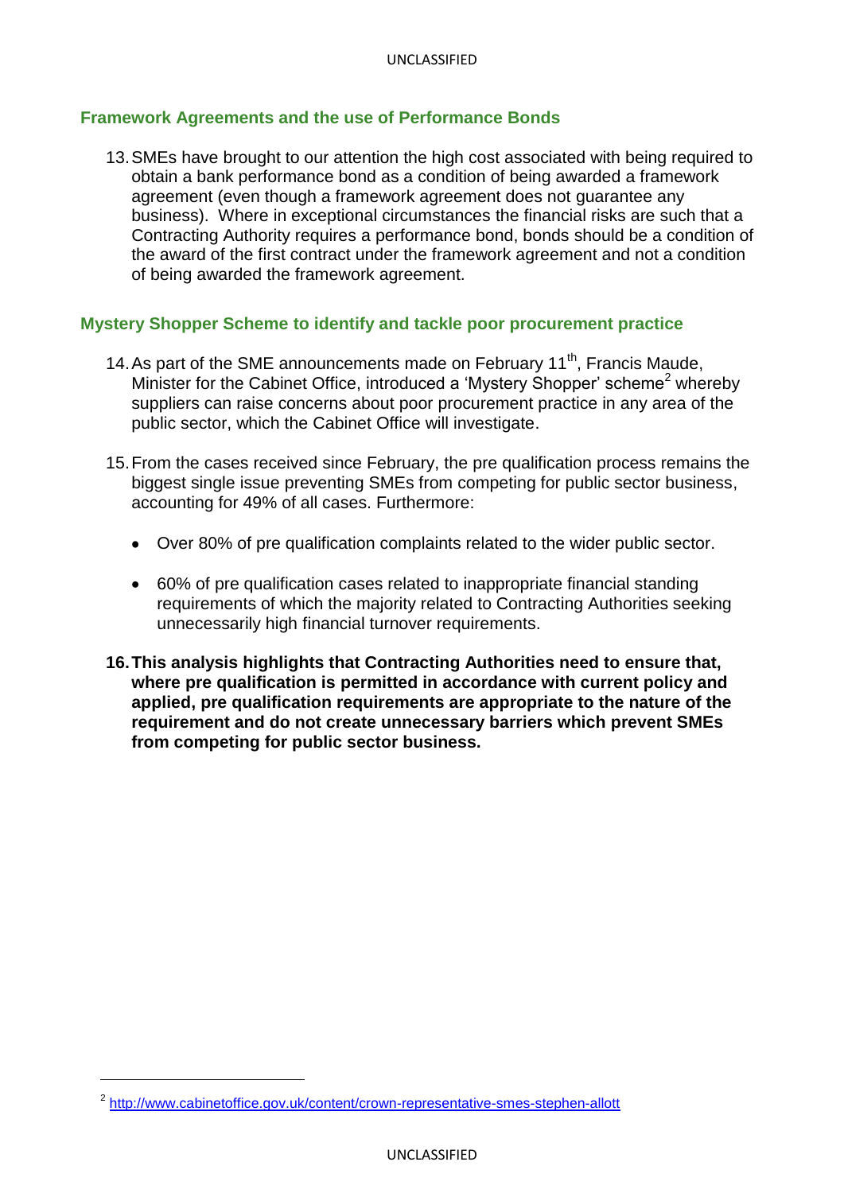## Framework Agreements and the use of Performance Bonds

13. SMEs have brought to our attention the high cost associated with being required to obtain a bank performance bond as a condition of being awarded a framework agreement (even though a framework agreement does not guarantee any business). Where in exceptional circumstances the financial risks are such that a Contracting Authority requires a performance bond, bonds should be a condition of the award of the first contract under the framework agreement and not a condition of being awarded the framework agreement.

## Mystery Shopper Scheme to identify and tackle poor procurement practice

14. As part of the SME announcements made on February 11th, Francis Maude, Minister for the Cabinet Office, introduced a 'Mystery Shopper' scheme[2] whereby suppliers can raise concerns about poor procurement practice in any area of the public sector, which the Cabinet Office will investigate.

15. From the cases received since February, the pre qualification process remains the biggest single issue preventing SMEs from competing for public sector business, accounting for 49% of all cases. Furthermore:

    - Over 80% of pre qualification complaints related to the wider public sector.
    - 60% of pre qualification cases related to inappropriate financial standing requirements of which the majority related to Contracting Authorities seeking unnecessarily high financial turnover requirements.

16. **This analysis highlights that Contracting Authorities need to ensure that, where pre qualification is permitted in accordance with current policy and applied, pre qualification requirements are appropriate to the nature of the requirement and do not create unnecessary barriers which prevent SMEs from competing for public sector business.**

[2] http://www.cabinetoffice.gov.uk/content/crown-representative-smes-stephen-allott